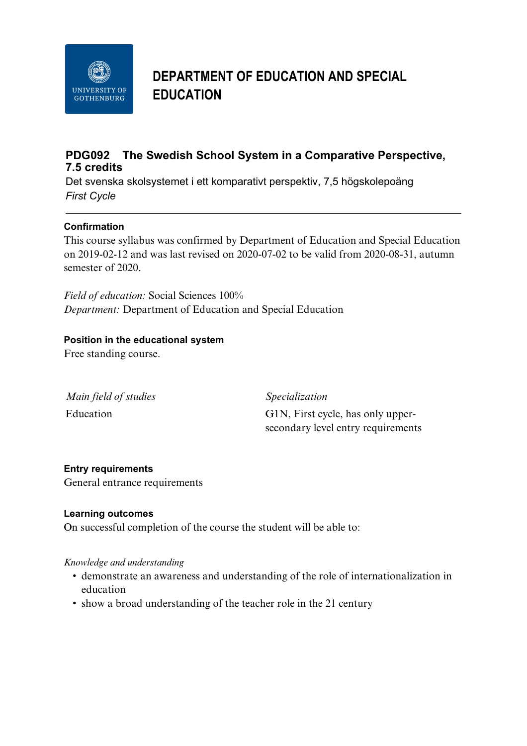# DEPARTMENT OF EDUCATION AND SPECIAL EDUCATION

## PDG092 The Swedish School System in a Comparative Perspective, 7.5 credits

Det svenska skolsystemet i ett komparativt perspektiv, 7,5 högskolepoäng

*First Cycle*

---

### Confirmation

This course syllabus was confirmed by Department of Education and Special Education on 2019-02-12 and was last revised on 2020-07-02 to be valid from 2020-08-31, autumn semester of 2020.

*Field of education:* Social Sciences 100%
*Department:* Department of Education and Special Education

### Position in the educational system

Free standing course.

| *Main field of studies* | *Specialization* |
|---|---|
| Education | G1N, First cycle, has only upper-secondary level entry requirements |

### Entry requirements

General entrance requirements

### Learning outcomes

On successful completion of the course the student will be able to:

*Knowledge and understanding*

- demonstrate an awareness and understanding of the role of internationalization in education
- show a broad understanding of the teacher role in the 21 century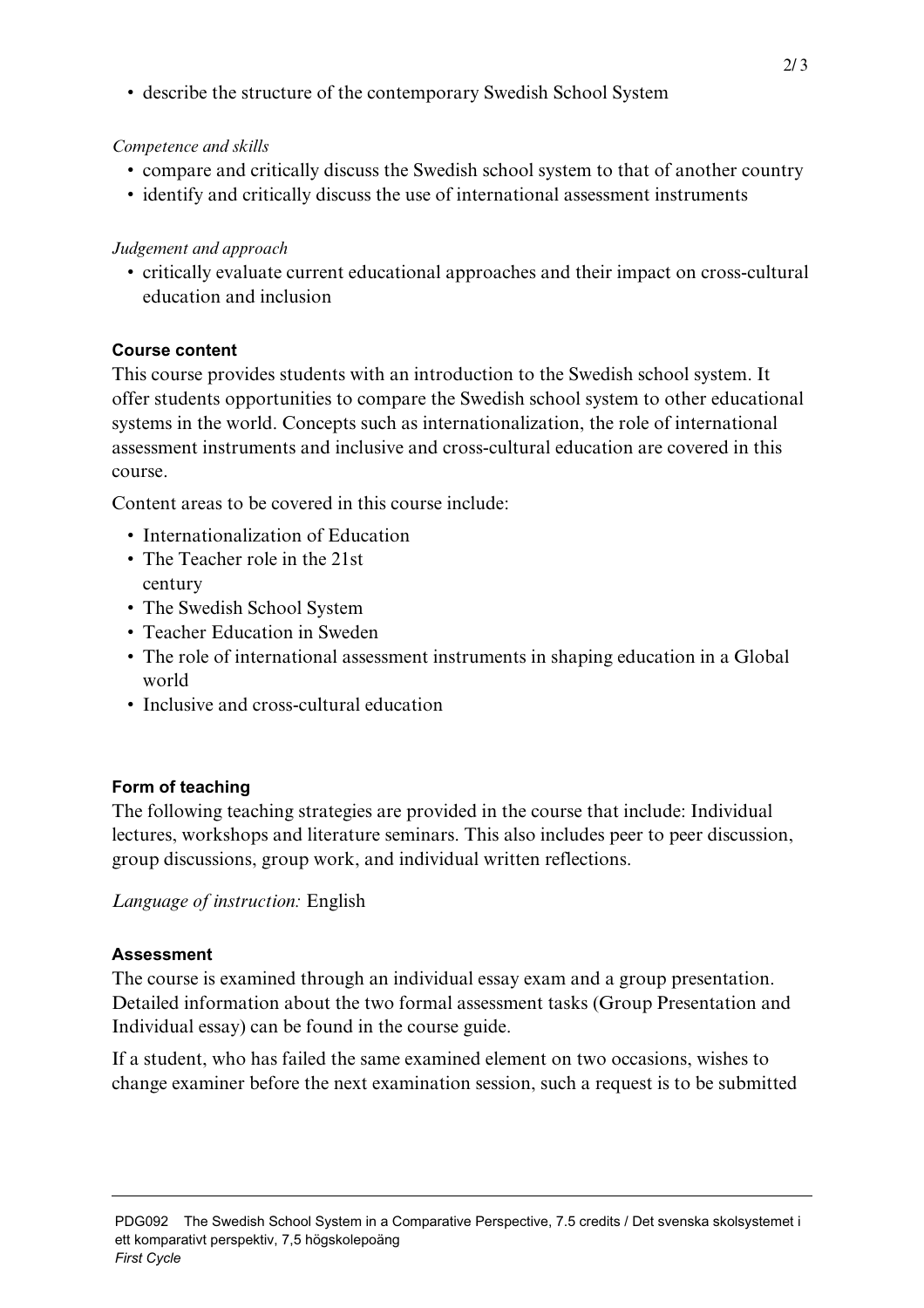- describe the structure of the contemporary Swedish School System

*Competence and skills*

- compare and critically discuss the Swedish school system to that of another country
- identify and critically discuss the use of international assessment instruments

*Judgement and approach*

- critically evaluate current educational approaches and their impact on cross-cultural education and inclusion

### Course content

This course provides students with an introduction to the Swedish school system. It offer students opportunities to compare the Swedish school system to other educational systems in the world. Concepts such as internationalization, the role of international assessment instruments and inclusive and cross-cultural education are covered in this course.

Content areas to be covered in this course include:

- Internationalization of Education
- The Teacher role in the 21st century
- The Swedish School System
- Teacher Education in Sweden
- The role of international assessment instruments in shaping education in a Global world
- Inclusive and cross-cultural education

### Form of teaching

The following teaching strategies are provided in the course that include: Individual lectures, workshops and literature seminars. This also includes peer to peer discussion, group discussions, group work, and individual written reflections.

*Language of instruction:* English

### Assessment

The course is examined through an individual essay exam and a group presentation. Detailed information about the two formal assessment tasks (Group Presentation and Individual essay) can be found in the course guide.

If a student, who has failed the same examined element on two occasions, wishes to change examiner before the next examination session, such a request is to be submitted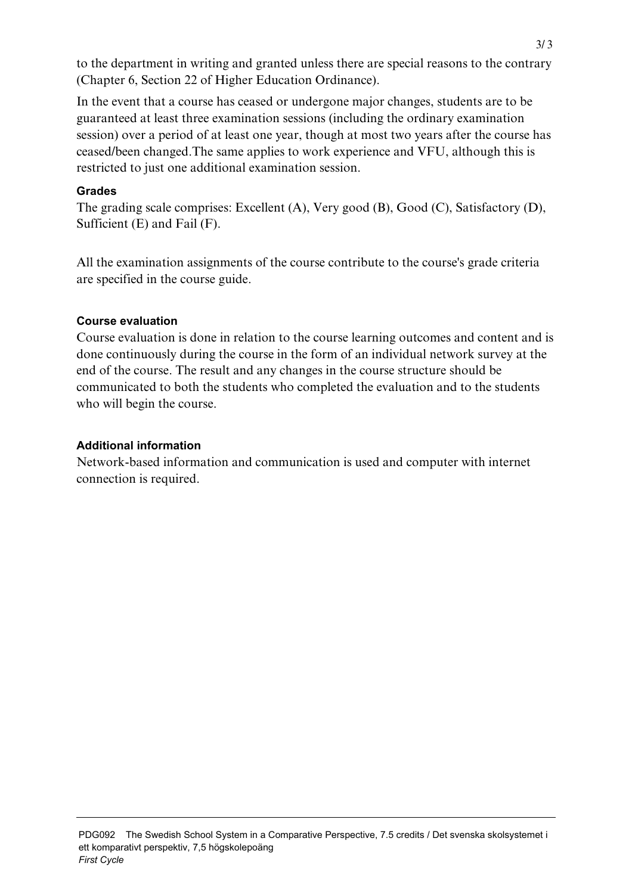to the department in writing and granted unless there are special reasons to the contrary (Chapter 6, Section 22 of Higher Education Ordinance).

In the event that a course has ceased or undergone major changes, students are to be guaranteed at least three examination sessions (including the ordinary examination session) over a period of at least one year, though at most two years after the course has ceased/been changed.The same applies to work experience and VFU, although this is restricted to just one additional examination session.

### Grades

The grading scale comprises: Excellent (A), Very good (B), Good (C), Satisfactory (D), Sufficient (E) and Fail (F).

All the examination assignments of the course contribute to the course's grade criteria are specified in the course guide.

### Course evaluation

Course evaluation is done in relation to the course learning outcomes and content and is done continuously during the course in the form of an individual network survey at the end of the course. The result and any changes in the course structure should be communicated to both the students who completed the evaluation and to the students who will begin the course.

### Additional information

Network-based information and communication is used and computer with internet connection is required.